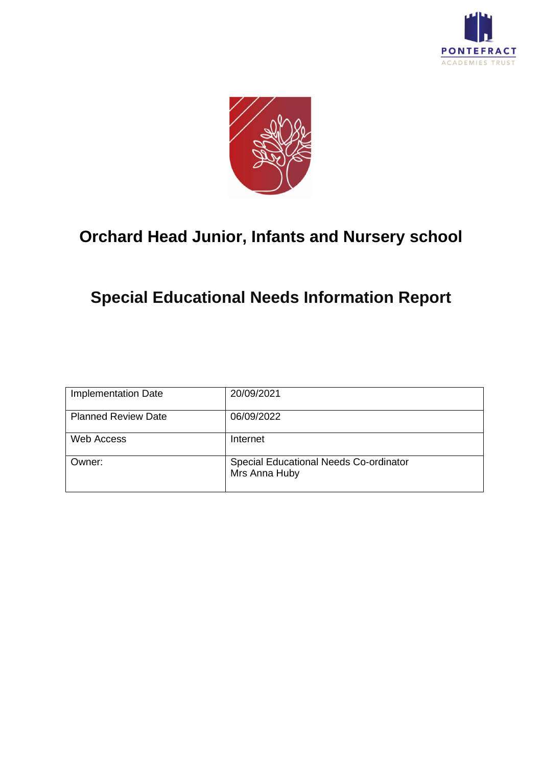# Orchard Head Junior, Infants and Nursery school

# Special Educational Needs Information Report

| Implementation Date | 20/09/2021 |
| --- | --- |
| Planned Review Date | 06/09/2022 |
| Web Access | Internet |
| Owner: | Special Educational Needs Co-ordinator<br>Mrs Anna Huby |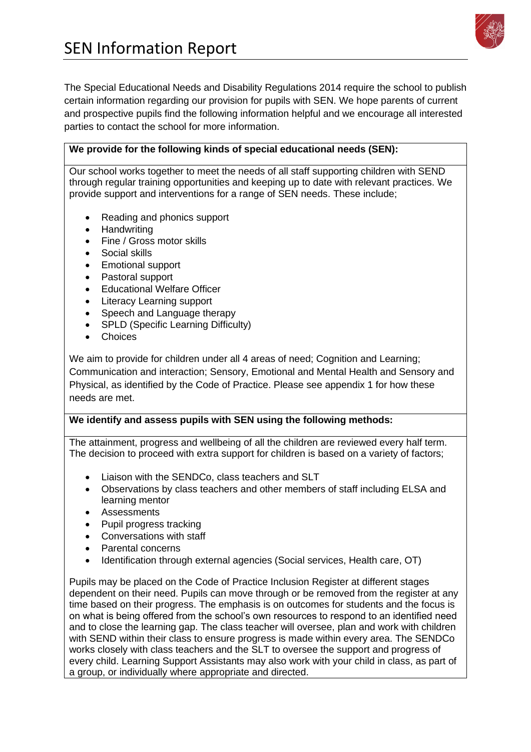# SEN Information Report

The Special Educational Needs and Disability Regulations 2014 require the school to publish certain information regarding our provision for pupils with SEN. We hope parents of current and prospective pupils find the following information helpful and we encourage all interested parties to contact the school for more information.

**We provide for the following kinds of special educational needs (SEN):**

Our school works together to meet the needs of all staff supporting children with SEND through regular training opportunities and keeping up to date with relevant practices. We provide support and interventions for a range of SEN needs. These include;

- Reading and phonics support
- Handwriting
- Fine / Gross motor skills
- Social skills
- Emotional support
- Pastoral support
- Educational Welfare Officer
- Literacy Learning support
- Speech and Language therapy
- SPLD (Specific Learning Difficulty)
- Choices

We aim to provide for children under all 4 areas of need; Cognition and Learning; Communication and interaction; Sensory, Emotional and Mental Health and Sensory and Physical, as identified by the Code of Practice. Please see appendix 1 for how these needs are met.

**We identify and assess pupils with SEN using the following methods:**

The attainment, progress and wellbeing of all the children are reviewed every half term. The decision to proceed with extra support for children is based on a variety of factors;

- Liaison with the SENDCo, class teachers and SLT
- Observations by class teachers and other members of staff including ELSA and learning mentor
- Assessments
- Pupil progress tracking
- Conversations with staff
- Parental concerns
- Identification through external agencies (Social services, Health care, OT)

Pupils may be placed on the Code of Practice Inclusion Register at different stages dependent on their need. Pupils can move through or be removed from the register at any time based on their progress. The emphasis is on outcomes for students and the focus is on what is being offered from the school's own resources to respond to an identified need and to close the learning gap. The class teacher will oversee, plan and work with children with SEND within their class to ensure progress is made within every area. The SENDCo works closely with class teachers and the SLT to oversee the support and progress of every child. Learning Support Assistants may also work with your child in class, as part of a group, or individually where appropriate and directed.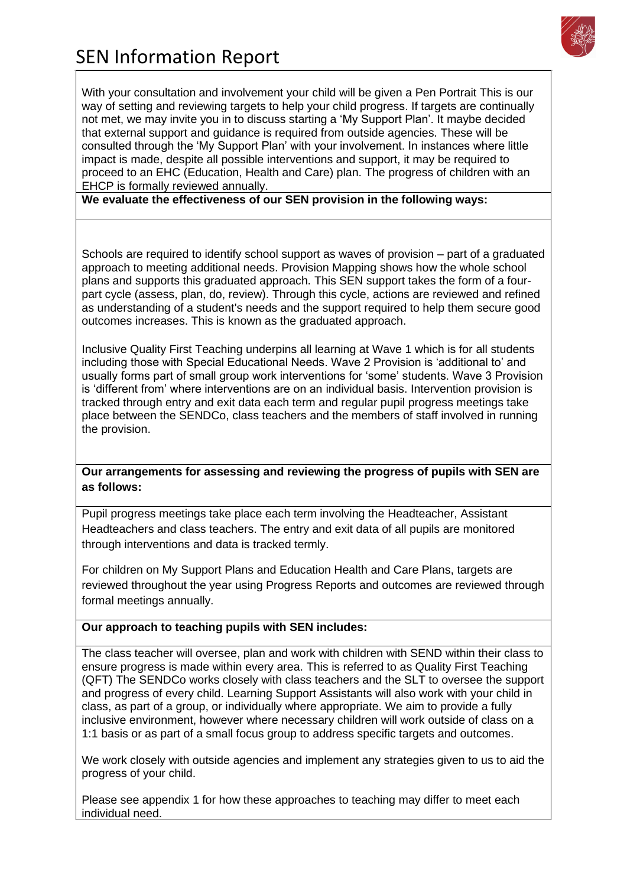# SEN Information Report

With your consultation and involvement your child will be given a Pen Portrait This is our way of setting and reviewing targets to help your child progress. If targets are continually not met, we may invite you in to discuss starting a 'My Support Plan'. It maybe decided that external support and guidance is required from outside agencies. These will be consulted through the 'My Support Plan' with your involvement. In instances where little impact is made, despite all possible interventions and support, it may be required to proceed to an EHC (Education, Health and Care) plan. The progress of children with an EHCP is formally reviewed annually.

**We evaluate the effectiveness of our SEN provision in the following ways:**

Schools are required to identify school support as waves of provision – part of a graduated approach to meeting additional needs. Provision Mapping shows how the whole school plans and supports this graduated approach. This SEN support takes the form of a four-part cycle (assess, plan, do, review). Through this cycle, actions are reviewed and refined as understanding of a student's needs and the support required to help them secure good outcomes increases. This is known as the graduated approach.

Inclusive Quality First Teaching underpins all learning at Wave 1 which is for all students including those with Special Educational Needs. Wave 2 Provision is 'additional to' and usually forms part of small group work interventions for 'some' students. Wave 3 Provision is 'different from' where interventions are on an individual basis. Intervention provision is tracked through entry and exit data each term and regular pupil progress meetings take place between the SENDCo, class teachers and the members of staff involved in running the provision.

**Our arrangements for assessing and reviewing the progress of pupils with SEN are as follows:**

Pupil progress meetings take place each term involving the Headteacher, Assistant Headteachers and class teachers. The entry and exit data of all pupils are monitored through interventions and data is tracked termly.

For children on My Support Plans and Education Health and Care Plans, targets are reviewed throughout the year using Progress Reports and outcomes are reviewed through formal meetings annually.

**Our approach to teaching pupils with SEN includes:**

The class teacher will oversee, plan and work with children with SEND within their class to ensure progress is made within every area. This is referred to as Quality First Teaching (QFT) The SENDCo works closely with class teachers and the SLT to oversee the support and progress of every child. Learning Support Assistants will also work with your child in class, as part of a group, or individually where appropriate. We aim to provide a fully inclusive environment, however where necessary children will work outside of class on a 1:1 basis or as part of a small focus group to address specific targets and outcomes.

We work closely with outside agencies and implement any strategies given to us to aid the progress of your child.

Please see appendix 1 for how these approaches to teaching may differ to meet each individual need.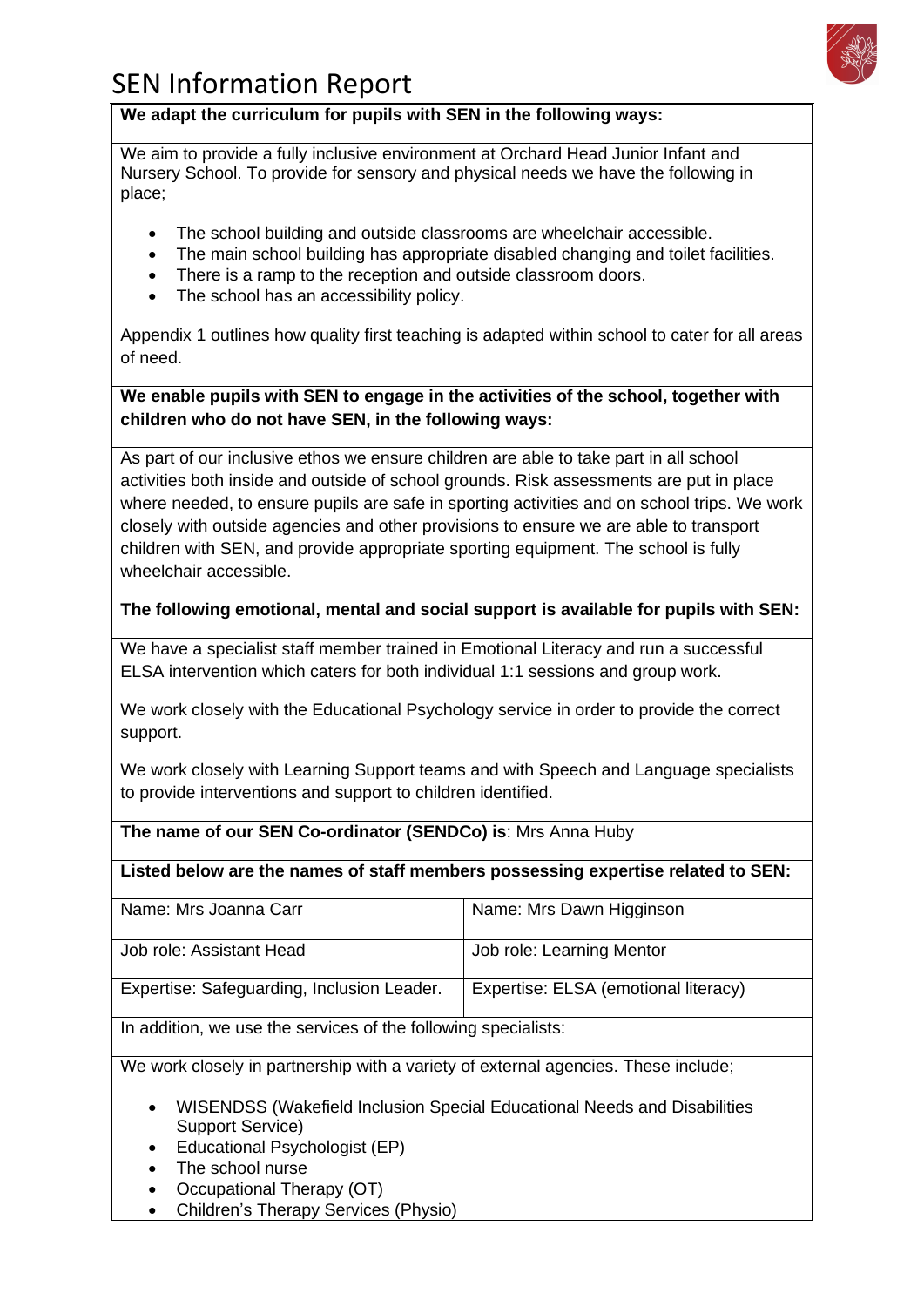# SEN Information Report

**We adapt the curriculum for pupils with SEN in the following ways:**

We aim to provide a fully inclusive environment at Orchard Head Junior Infant and Nursery School. To provide for sensory and physical needs we have the following in place;

- The school building and outside classrooms are wheelchair accessible.
- The main school building has appropriate disabled changing and toilet facilities.
- There is a ramp to the reception and outside classroom doors.
- The school has an accessibility policy.

Appendix 1 outlines how quality first teaching is adapted within school to cater for all areas of need.

**We enable pupils with SEN to engage in the activities of the school, together with children who do not have SEN, in the following ways:**

As part of our inclusive ethos we ensure children are able to take part in all school activities both inside and outside of school grounds. Risk assessments are put in place where needed, to ensure pupils are safe in sporting activities and on school trips. We work closely with outside agencies and other provisions to ensure we are able to transport children with SEN, and provide appropriate sporting equipment. The school is fully wheelchair accessible.

**The following emotional, mental and social support is available for pupils with SEN:**

We have a specialist staff member trained in Emotional Literacy and run a successful ELSA intervention which caters for both individual 1:1 sessions and group work.

We work closely with the Educational Psychology service in order to provide the correct support.

We work closely with Learning Support teams and with Speech and Language specialists to provide interventions and support to children identified.

**The name of our SEN Co-ordinator (SENDCo) is**: Mrs Anna Huby

**Listed below are the names of staff members possessing expertise related to SEN:**

| Name: Mrs Joanna Carr | Name: Mrs Dawn Higginson |
|---|---|
| Job role: Assistant Head | Job role: Learning Mentor |
| Expertise: Safeguarding, Inclusion Leader. | Expertise: ELSA (emotional literacy) |

In addition, we use the services of the following specialists:

We work closely in partnership with a variety of external agencies. These include;

- WISENDSS (Wakefield Inclusion Special Educational Needs and Disabilities Support Service)
- Educational Psychologist (EP)
- The school nurse
- Occupational Therapy (OT)
- Children's Therapy Services (Physio)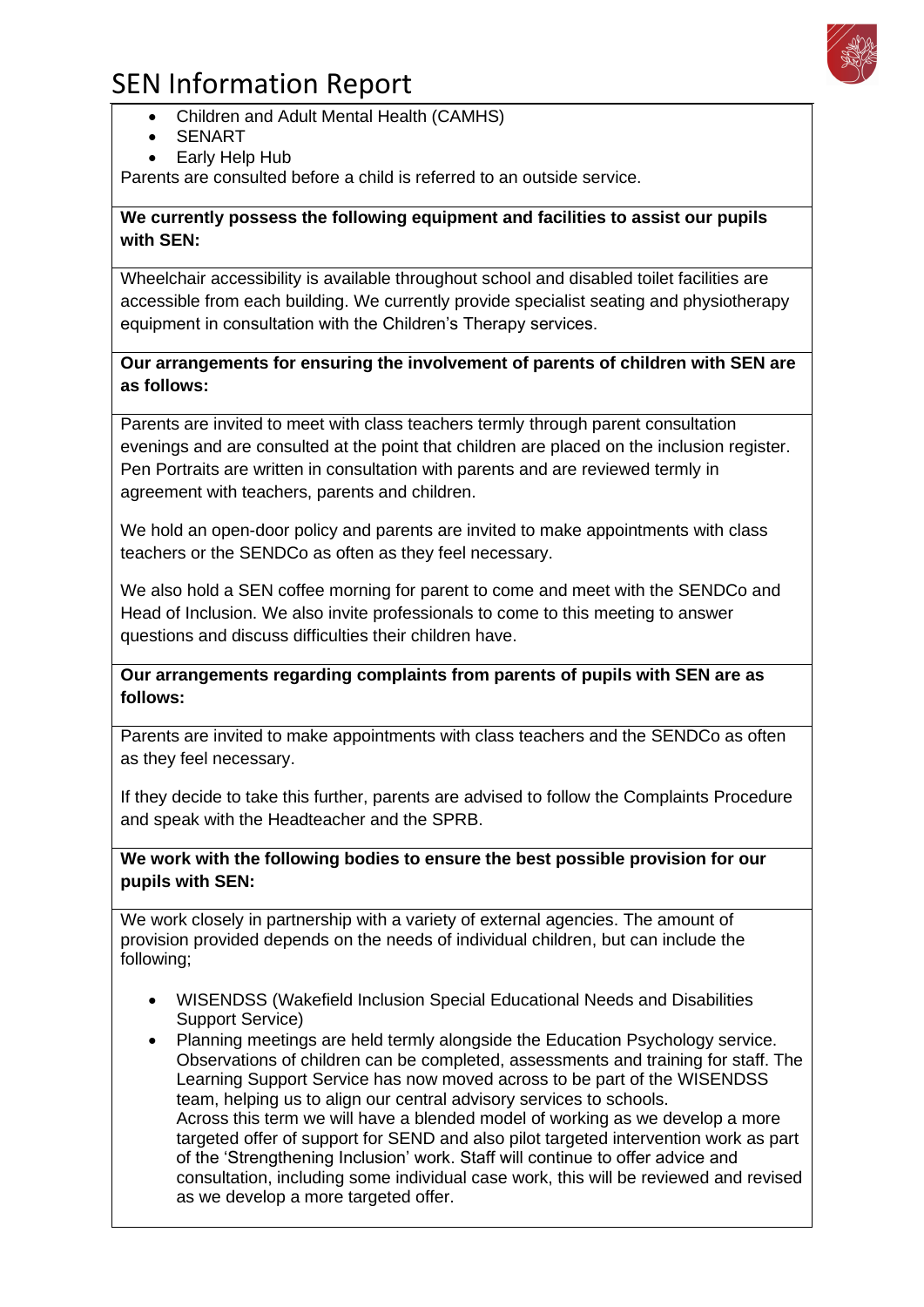- Children and Adult Mental Health (CAMHS)
- SENART
- Early Help Hub

Parents are consulted before a child is referred to an outside service.

**We currently possess the following equipment and facilities to assist our pupils with SEN:**

Wheelchair accessibility is available throughout school and disabled toilet facilities are accessible from each building. We currently provide specialist seating and physiotherapy equipment in consultation with the Children's Therapy services.

**Our arrangements for ensuring the involvement of parents of children with SEN are as follows:**

Parents are invited to meet with class teachers termly through parent consultation evenings and are consulted at the point that children are placed on the inclusion register. Pen Portraits are written in consultation with parents and are reviewed termly in agreement with teachers, parents and children.

We hold an open-door policy and parents are invited to make appointments with class teachers or the SENDCo as often as they feel necessary.

We also hold a SEN coffee morning for parent to come and meet with the SENDCo and Head of Inclusion. We also invite professionals to come to this meeting to answer questions and discuss difficulties their children have.

**Our arrangements regarding complaints from parents of pupils with SEN are as follows:**

Parents are invited to make appointments with class teachers and the SENDCo as often as they feel necessary.

If they decide to take this further, parents are advised to follow the Complaints Procedure and speak with the Headteacher and the SPRB.

**We work with the following bodies to ensure the best possible provision for our pupils with SEN:**

We work closely in partnership with a variety of external agencies. The amount of provision provided depends on the needs of individual children, but can include the following;

- WISENDSS (Wakefield Inclusion Special Educational Needs and Disabilities Support Service)
- Planning meetings are held termly alongside the Education Psychology service. Observations of children can be completed, assessments and training for staff. The Learning Support Service has now moved across to be part of the WISENDSS team, helping us to align our central advisory services to schools.
  Across this term we will have a blended model of working as we develop a more targeted offer of support for SEND and also pilot targeted intervention work as part of the 'Strengthening Inclusion' work. Staff will continue to offer advice and consultation, including some individual case work, this will be reviewed and revised as we develop a more targeted offer.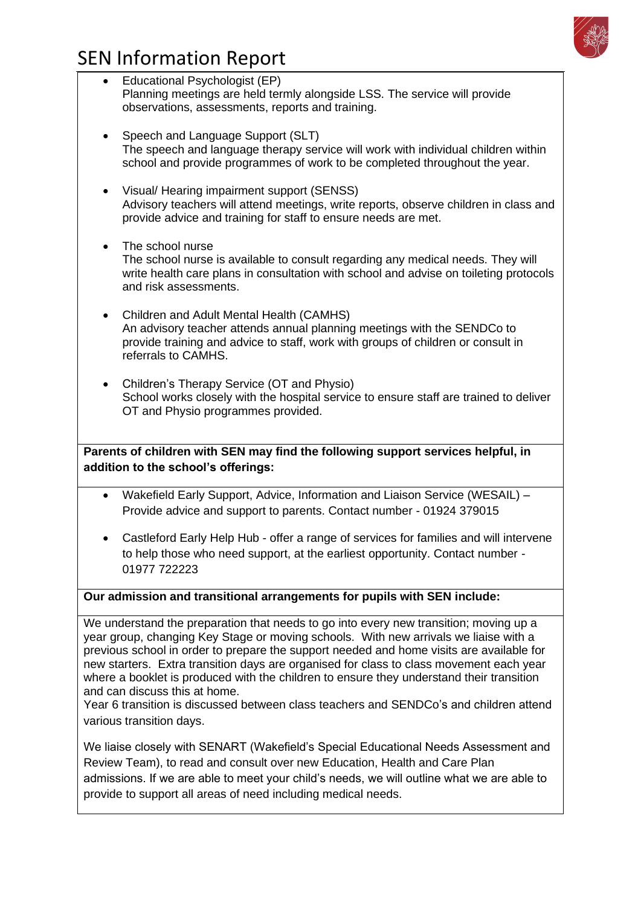- Educational Psychologist (EP)
  Planning meetings are held termly alongside LSS. The service will provide observations, assessments, reports and training.

- Speech and Language Support (SLT)
  The speech and language therapy service will work with individual children within school and provide programmes of work to be completed throughout the year.

- Visual/ Hearing impairment support (SENSS)
  Advisory teachers will attend meetings, write reports, observe children in class and provide advice and training for staff to ensure needs are met.

- The school nurse
  The school nurse is available to consult regarding any medical needs. They will write health care plans in consultation with school and advise on toileting protocols and risk assessments.

- Children and Adult Mental Health (CAMHS)
  An advisory teacher attends annual planning meetings with the SENDCo to provide training and advice to staff, work with groups of children or consult in referrals to CAMHS.

- Children's Therapy Service (OT and Physio)
  School works closely with the hospital service to ensure staff are trained to deliver OT and Physio programmes provided.

**Parents of children with SEN may find the following support services helpful, in addition to the school's offerings:**

- Wakefield Early Support, Advice, Information and Liaison Service (WESAIL) – Provide advice and support to parents. Contact number - 01924 379015

- Castleford Early Help Hub - offer a range of services for families and will intervene to help those who need support, at the earliest opportunity. Contact number - 01977 722223

**Our admission and transitional arrangements for pupils with SEN include:**

We understand the preparation that needs to go into every new transition; moving up a year group, changing Key Stage or moving schools. With new arrivals we liaise with a previous school in order to prepare the support needed and home visits are available for new starters. Extra transition days are organised for class to class movement each year where a booklet is produced with the children to ensure they understand their transition and can discuss this at home.
Year 6 transition is discussed between class teachers and SENDCo's and children attend various transition days.

We liaise closely with SENART (Wakefield's Special Educational Needs Assessment and Review Team), to read and consult over new Education, Health and Care Plan admissions. If we are able to meet your child's needs, we will outline what we are able to provide to support all areas of need including medical needs.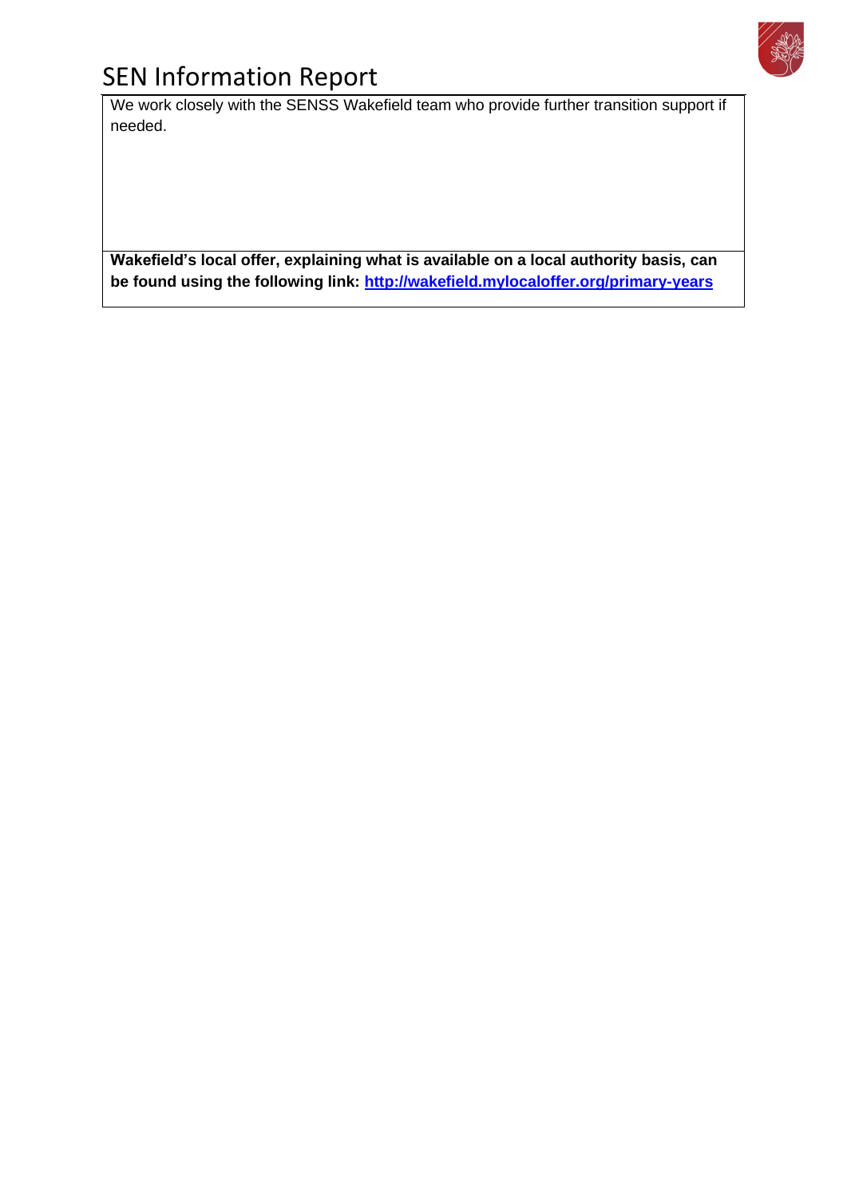We work closely with the SENSS Wakefield team who provide further transition support if needed.

**Wakefield's local offer, explaining what is available on a local authority basis, can be found using the following link: [http://wakefield.mylocaloffer.org/primary-years](http://wakefield.mylocaloffer.org/primary-years)**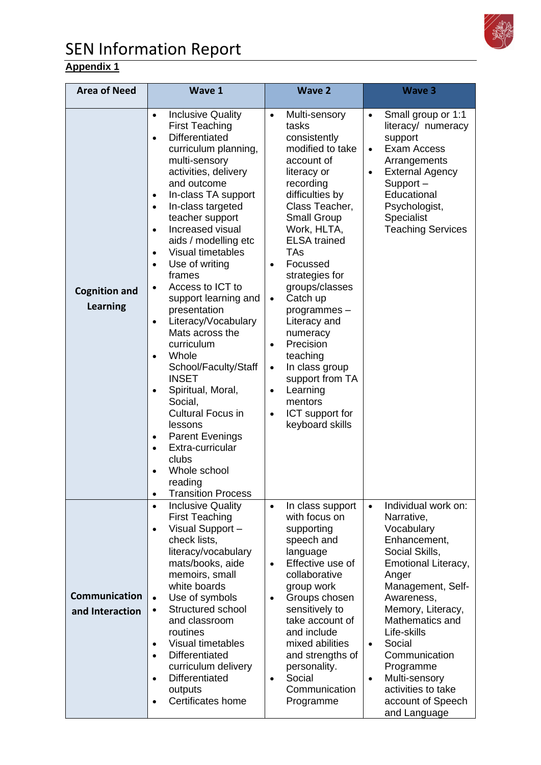# SEN Information Report

**Appendix 1**

| Area of Need | Wave 1 | Wave 2 | Wave 3 |
|---|---|---|---|
| **Cognition and Learning** | • Inclusive Quality First Teaching<br>• Differentiated curriculum planning, multi-sensory activities, delivery and outcome<br>• In-class TA support<br>• In-class targeted teacher support<br>• Increased visual aids / modelling etc<br>• Visual timetables<br>• Use of writing frames<br>• Access to ICT to support learning and presentation<br>• Literacy/Vocabulary Mats across the curriculum<br>• Whole School/Faculty/Staff INSET<br>• Spiritual, Moral, Social, Cultural Focus in lessons<br>• Parent Evenings<br>• Extra-curricular clubs<br>• Whole school reading<br>• Transition Process | • Multi-sensory tasks consistently modified to take account of literacy or recording difficulties by Class Teacher, Small Group Work, HLTA, ELSA trained TAs<br>• Focussed strategies for groups/classes<br>• Catch up programmes – Literacy and numeracy<br>• Precision teaching<br>• In class group support from TA<br>• Learning mentors<br>• ICT support for keyboard skills | • Small group or 1:1 literacy/ numeracy support<br>• Exam Access Arrangements<br>• External Agency Support – Educational Psychologist, Specialist Teaching Services |
| **Communication and Interaction** | • Inclusive Quality First Teaching<br>• Visual Support – check lists, literacy/vocabulary mats/books, aide memoirs, small white boards<br>• Use of symbols<br>• Structured school and classroom routines<br>• Visual timetables<br>• Differentiated curriculum delivery<br>• Differentiated outputs<br>• Certificates home | • In class support with focus on supporting speech and language<br>• Effective use of collaborative group work<br>• Groups chosen sensitively to take account of and include mixed abilities and strengths of personality.<br>• Social Communication Programme | • Individual work on: Narrative, Vocabulary Enhancement, Social Skills, Emotional Literacy, Anger Management, Self-Awareness, Memory, Literacy, Mathematics and Life-skills<br>• Social Communication Programme<br>• Multi-sensory activities to take account of Speech and Language |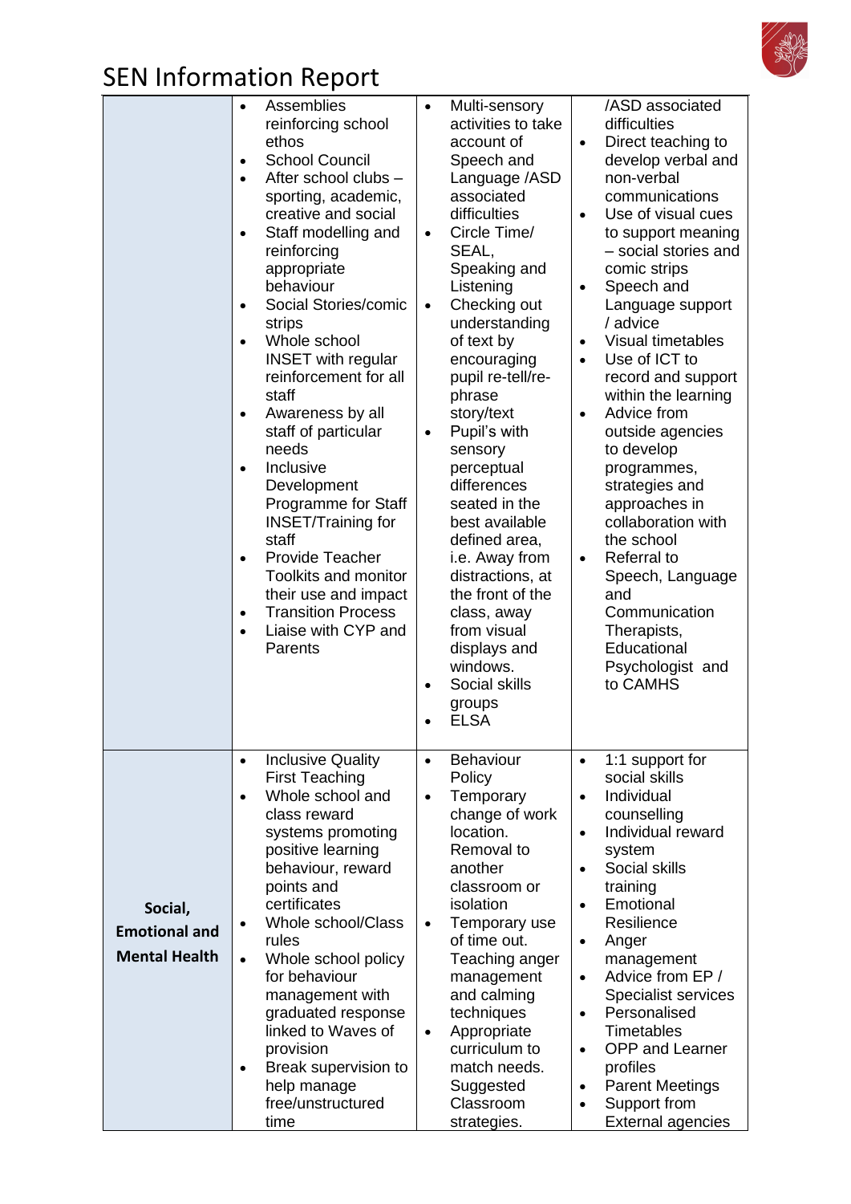# SEN Information Report

| | | | |
|---|---|---|---|
| | • Assemblies reinforcing school ethos<br>• School Council<br>• After school clubs – sporting, academic, creative and social<br>• Staff modelling and reinforcing appropriate behaviour<br>• Social Stories/comic strips<br>• Whole school INSET with regular reinforcement for all staff<br>• Awareness by all staff of particular needs<br>• Inclusive Development Programme for Staff INSET/Training for staff<br>• Provide Teacher Toolkits and monitor their use and impact<br>• Transition Process<br>• Liaise with CYP and Parents | • Multi-sensory activities to take account of Speech and Language /ASD associated difficulties<br>• Circle Time/ SEAL, Speaking and Listening<br>• Checking out understanding of text by encouraging pupil re-tell/re-phrase story/text<br>• Pupil's with sensory perceptual differences seated in the best available defined area, i.e. Away from distractions, at the front of the class, away from visual displays and windows.<br>• Social skills groups<br>• ELSA | /ASD associated difficulties<br>• Direct teaching to develop verbal and non-verbal communications<br>• Use of visual cues to support meaning – social stories and comic strips<br>• Speech and Language support / advice<br>• Visual timetables<br>• Use of ICT to record and support within the learning<br>• Advice from outside agencies to develop programmes, strategies and approaches in collaboration with the school<br>• Referral to Speech, Language and Communication Therapists, Educational Psychologist and to CAMHS |
| **Social, Emotional and Mental Health** | • Inclusive Quality First Teaching<br>• Whole school and class reward systems promoting positive learning behaviour, reward points and certificates<br>• Whole school/Class rules<br>• Whole school policy for behaviour management with graduated response linked to Waves of provision<br>• Break supervision to help manage free/unstructured time | • Behaviour Policy<br>• Temporary change of work location. Removal to another classroom or isolation<br>• Temporary use of time out. Teaching anger management and calming techniques<br>• Appropriate curriculum to match needs. Suggested Classroom strategies. | • 1:1 support for social skills<br>• Individual counselling<br>• Individual reward system<br>• Social skills training<br>• Emotional Resilience<br>• Anger management<br>• Advice from EP / Specialist services<br>• Personalised Timetables<br>• OPP and Learner profiles<br>• Parent Meetings<br>• Support from External agencies |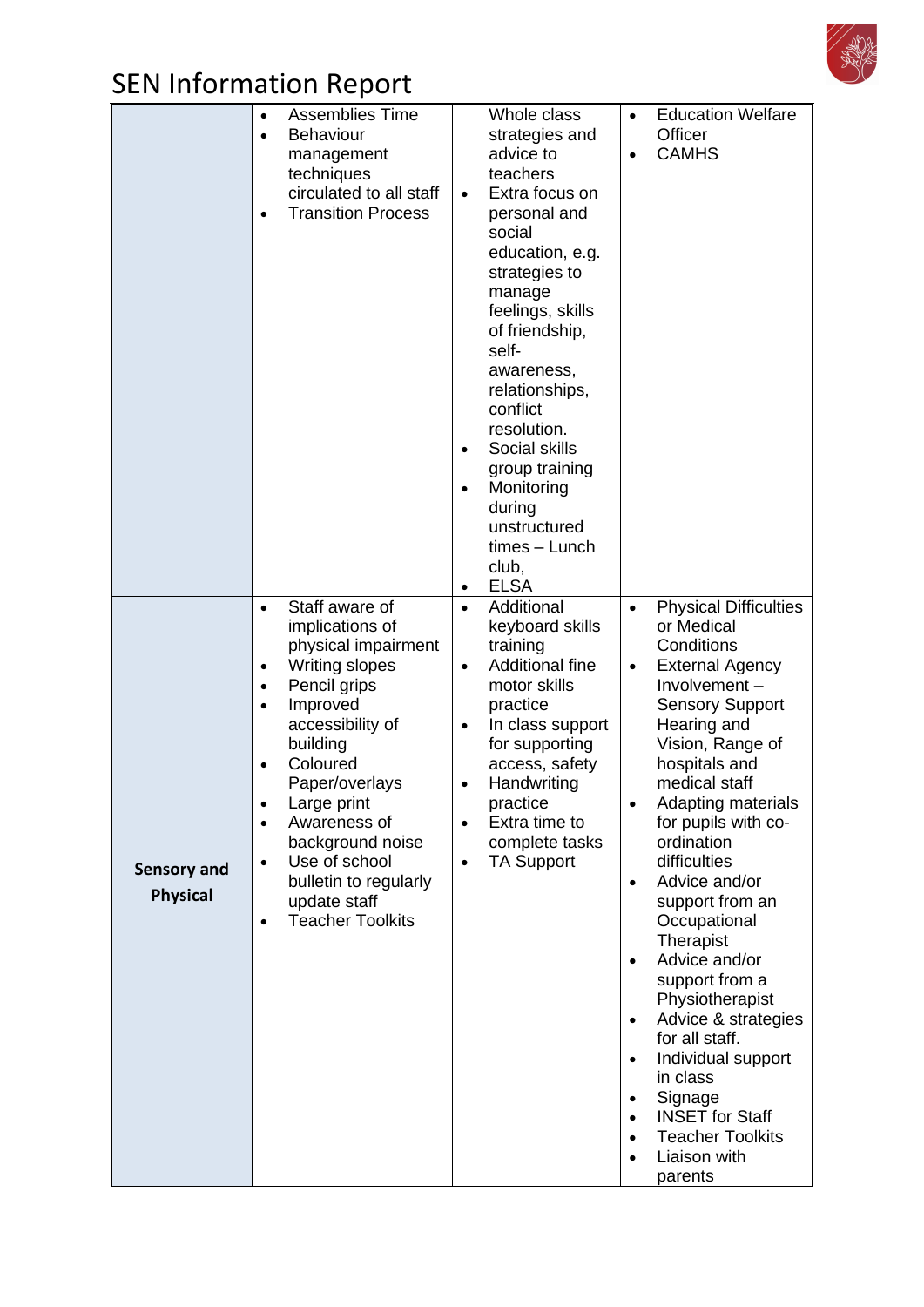# SEN Information Report

| | | | |
|---|---|---|---|
| | • Assemblies Time<br>• Behaviour management techniques circulated to all staff<br>• Transition Process | Whole class strategies and advice to teachers<br>• Extra focus on personal and social education, e.g. strategies to manage feelings, skills of friendship, self-awareness, relationships, conflict resolution.<br>• Social skills group training<br>• Monitoring during unstructured times – Lunch club,<br>• ELSA | • Education Welfare Officer<br>• CAMHS |
| **Sensory and Physical** | • Staff aware of implications of physical impairment<br>• Writing slopes<br>• Pencil grips<br>• Improved accessibility of building<br>• Coloured Paper/overlays<br>• Large print<br>• Awareness of background noise<br>• Use of school bulletin to regularly update staff<br>• Teacher Toolkits | • Additional keyboard skills training<br>• Additional fine motor skills practice<br>• In class support for supporting access, safety<br>• Handwriting practice<br>• Extra time to complete tasks<br>• TA Support | • Physical Difficulties or Medical Conditions<br>• External Agency Involvement – Sensory Support Hearing and Vision, Range of hospitals and medical staff<br>• Adapting materials for pupils with co-ordination difficulties<br>• Advice and/or support from an Occupational Therapist<br>• Advice and/or support from a Physiotherapist<br>• Advice & strategies for all staff.<br>• Individual support in class<br>• Signage<br>• INSET for Staff<br>• Teacher Toolkits<br>• Liaison with parents |